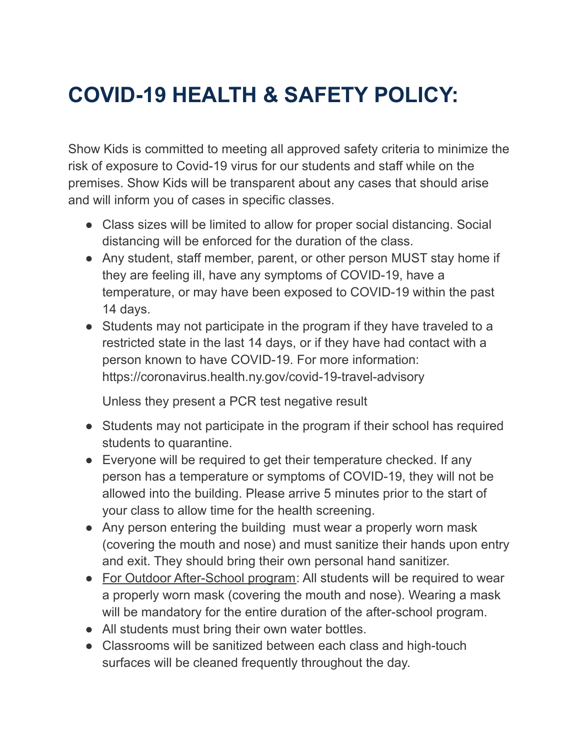# COVID-19 HEALTH & SAFETY POLICY:

Show Kids is committed to meeting all approved safety criteria to minimize the risk of exposure to Covid-19 virus for our students and staff while on the premises. Show Kids will be transparent about any cases that should arise and will inform you of cases in specific classes.

- Class sizes will be limited to allow for proper social distancing. Social distancing will be enforced for the duration of the class.
- Any student, staff member, parent, or other person MUST stay home if they are feeling ill, have any symptoms of COVID-19, have a temperature, or may have been exposed to COVID-19 within the past 14 days.
- Students may not participate in the program if they have traveled to a restricted state in the last 14 days, or if they have had contact with a person known to have COVID-19. For more information: https://coronavirus.health.ny.gov/covid-19-travel-advisory

  Unless they present a PCR test negative result

- Students may not participate in the program if their school has required students to quarantine.
- Everyone will be required to get their temperature checked. If any person has a temperature or symptoms of COVID-19, they will not be allowed into the building. Please arrive 5 minutes prior to the start of your class to allow time for the health screening.
- Any person entering the building must wear a properly worn mask (covering the mouth and nose) and must sanitize their hands upon entry and exit. They should bring their own personal hand sanitizer.
- <u>For Outdoor After-School program</u>: All students will be required to wear a properly worn mask (covering the mouth and nose). Wearing a mask will be mandatory for the entire duration of the after-school program.
- All students must bring their own water bottles.
- Classrooms will be sanitized between each class and high-touch surfaces will be cleaned frequently throughout the day.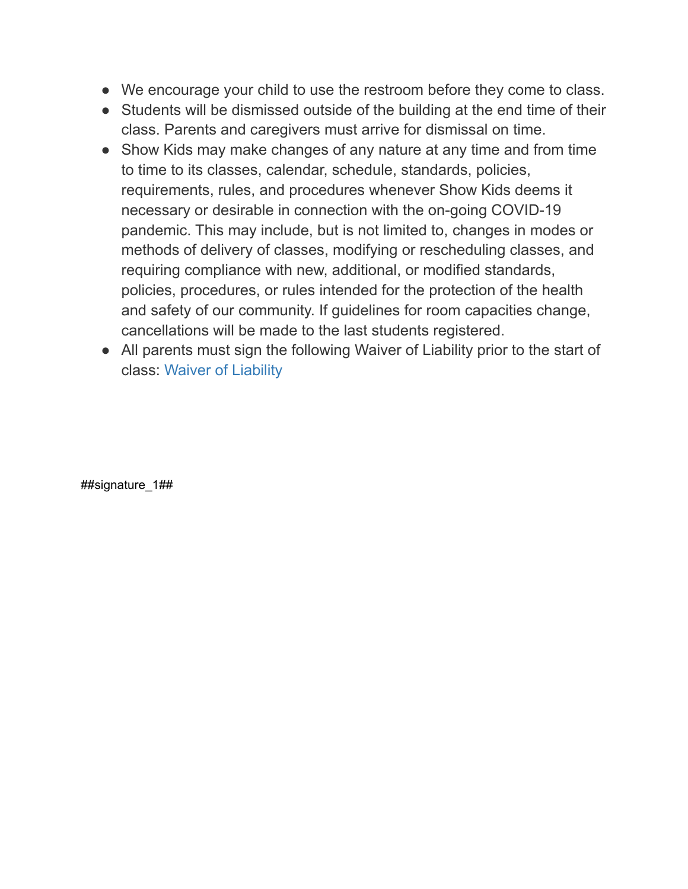- We encourage your child to use the restroom before they come to class.
- Students will be dismissed outside of the building at the end time of their class. Parents and caregivers must arrive for dismissal on time.
- Show Kids may make changes of any nature at any time and from time to time to its classes, calendar, schedule, standards, policies, requirements, rules, and procedures whenever Show Kids deems it necessary or desirable in connection with the on-going COVID-19 pandemic. This may include, but is not limited to, changes in modes or methods of delivery of classes, modifying or rescheduling classes, and requiring compliance with new, additional, or modified standards, policies, procedures, or rules intended for the protection of the health and safety of our community. If guidelines for room capacities change, cancellations will be made to the last students registered.
- All parents must sign the following Waiver of Liability prior to the start of class: Waiver of Liability

##signature_1##